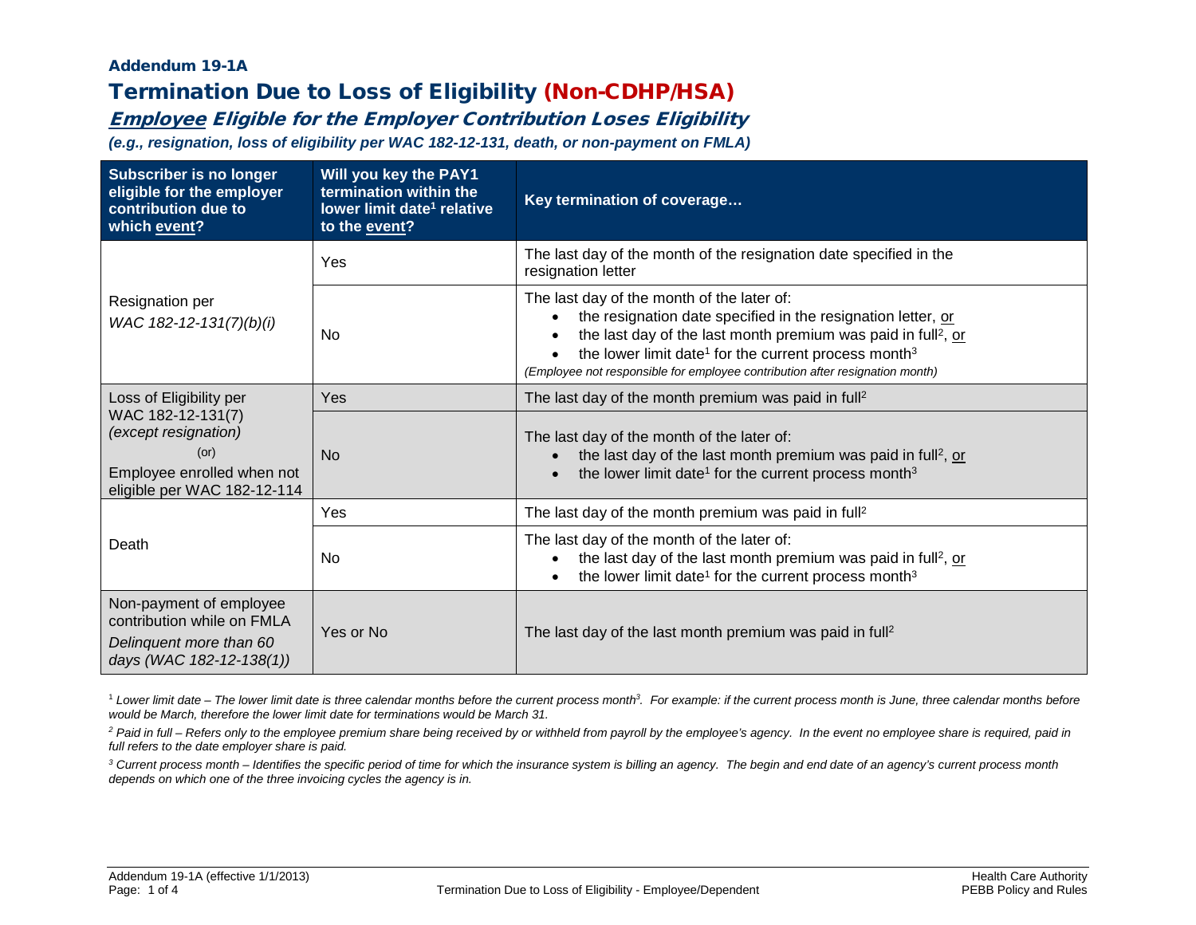**Addendum 19-1A**

# Termination Due to Loss of Eligibility (Non-CDHP/HSA)

## *Employee Eligible for the Employer Contribution Loses Eligibility*

***(e.g., resignation, loss of eligibility per WAC 182-12-131, death, or non-payment on FMLA)***

| Subscriber is no longer eligible for the employer contribution due to which event? | Will you key the PAY1 termination within the lower limit date[1] relative to the event? | Key termination of coverage… |
|---|---|---|
| Resignation per *WAC 182-12-131(7)(b)(i)* | Yes | The last day of the month of the resignation date specified in the resignation letter |
| | No | The last day of the month of the later of:<br>• the resignation date specified in the resignation letter, or<br>• the last day of the last month premium was paid in full[2], or<br>• the lower limit date[1] for the current process month[3]<br>*(Employee not responsible for employee contribution after resignation month)* |
| Loss of Eligibility per WAC 182-12-131(7) *(except resignation)* (or) Employee enrolled when not eligible per WAC 182-12-114 | Yes | The last day of the month premium was paid in full[2] |
| | No | The last day of the month of the later of:<br>• the last day of the last month premium was paid in full[2], or<br>• the lower limit date[1] for the current process month[3] |
| Death | Yes | The last day of the month premium was paid in full[2] |
| | No | The last day of the month of the later of:<br>• the last day of the last month premium was paid in full[2], or<br>• the lower limit date[1] for the current process month[3] |
| Non-payment of employee contribution while on FMLA *Delinquent more than 60 days (WAC 182-12-138(1))* | Yes or No | The last day of the last month premium was paid in full[2] |

[1] *Lower limit date – The lower limit date is three calendar months before the current process month[3]. For example: if the current process month is June, three calendar months before would be March, therefore the lower limit date for terminations would be March 31.*

[2] *Paid in full – Refers only to the employee premium share being received by or withheld from payroll by the employee's agency. In the event no employee share is required, paid in full refers to the date employer share is paid.*

[3] *Current process month – Identifies the specific period of time for which the insurance system is billing an agency. The begin and end date of an agency's current process month depends on which one of the three invoicing cycles the agency is in.*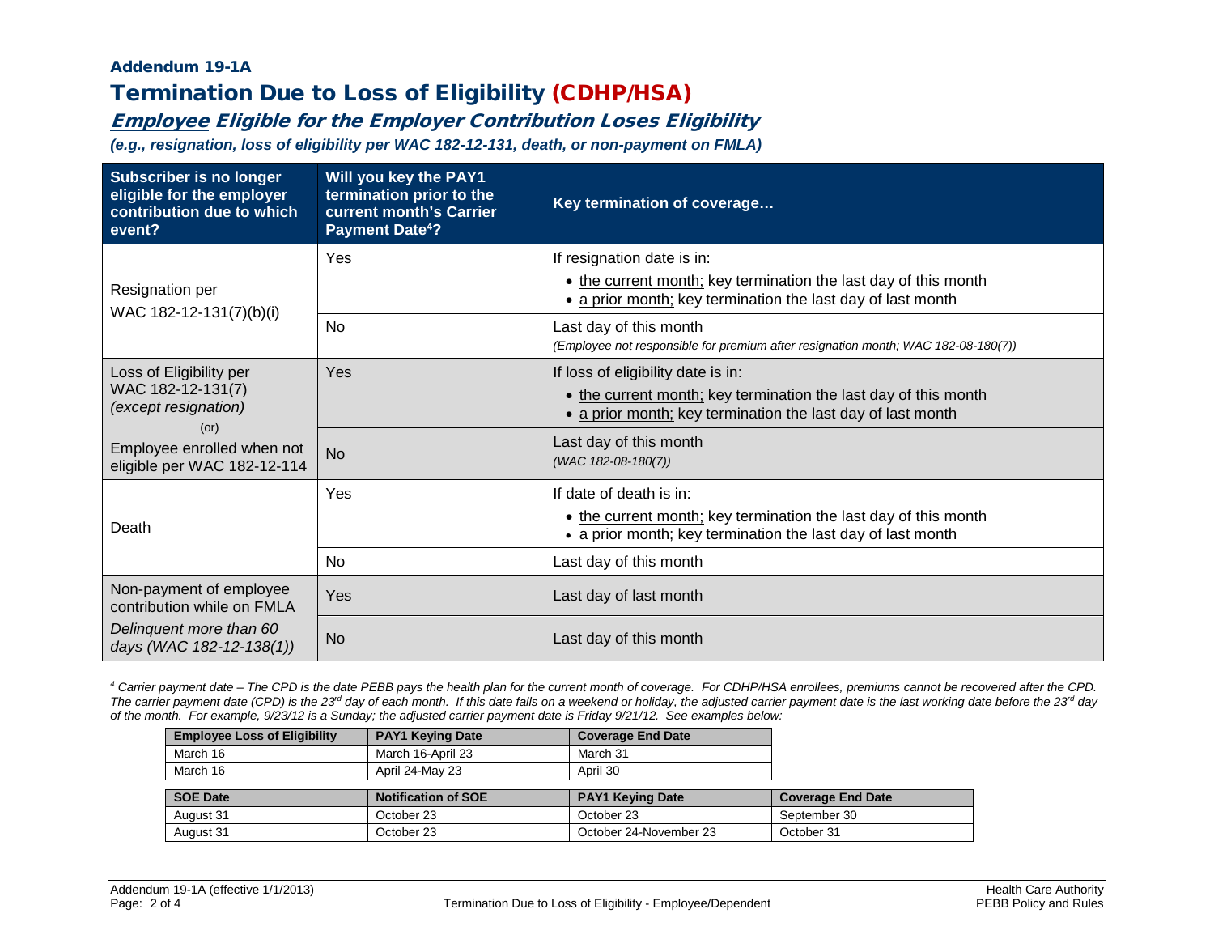**Addendum 19-1A**

# Termination Due to Loss of Eligibility (CDHP/HSA)

## *Employee Eligible for the Employer Contribution Loses Eligibility*

***(e.g., resignation, loss of eligibility per WAC 182-12-131, death, or non-payment on FMLA)***

| Subscriber is no longer eligible for the employer contribution due to which event? | Will you key the PAY1 termination prior to the current month's Carrier Payment Date[4]? | Key termination of coverage… |
|---|---|---|
| Resignation per WAC 182-12-131(7)(b)(i) | Yes | If resignation date is in:<br>• the current month; key termination the last day of this month<br>• a prior month; key termination the last day of last month |
| | No | Last day of this month<br>*(Employee not responsible for premium after resignation month; WAC 182-08-180(7))* |
| Loss of Eligibility per WAC 182-12-131(7) *(except resignation)*<br>(or)<br>Employee enrolled when not eligible per WAC 182-12-114 | Yes | If loss of eligibility date is in:<br>• the current month; key termination the last day of this month<br>• a prior month; key termination the last day of last month |
| | No | Last day of this month<br>*(WAC 182-08-180(7))* |
| Death | Yes | If date of death is in:<br>• the current month; key termination the last day of this month<br>• a prior month; key termination the last day of last month |
| | No | Last day of this month |
| Non-payment of employee contribution while on FMLA<br>*Delinquent more than 60 days (WAC 182-12-138(1))* | Yes | Last day of last month |
| | No | Last day of this month |

*[4] Carrier payment date – The CPD is the date PEBB pays the health plan for the current month of coverage. For CDHP/HSA enrollees, premiums cannot be recovered after the CPD. The carrier payment date (CPD) is the 23rd day of each month. If this date falls on a weekend or holiday, the adjusted carrier payment date is the last working date before the 23rd day of the month. For example, 9/23/12 is a Sunday; the adjusted carrier payment date is Friday 9/21/12. See examples below:*

| Employee Loss of Eligibility | PAY1 Keying Date | Coverage End Date |
|---|---|---|
| March 16 | March 16-April 23 | March 31 |
| March 16 | April 24-May 23 | April 30 |

| SOE Date | Notification of SOE | PAY1 Keying Date | Coverage End Date |
|---|---|---|---|
| August 31 | October 23 | October 23 | September 30 |
| August 31 | October 23 | October 24-November 23 | October 31 |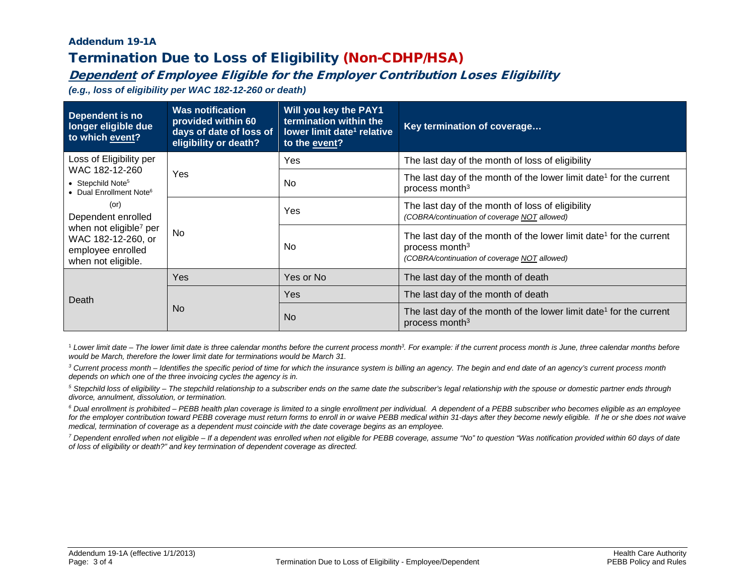### Addendum 19-1A

# Termination Due to Loss of Eligibility (Non-CDHP/HSA)

## *Dependent of Employee Eligible for the Employer Contribution Loses Eligibility*

***(e.g., loss of eligibility per WAC 182-12-260 or death)***

| Dependent is no longer eligible due to which event? | Was notification provided within 60 days of date of loss of eligibility or death? | Will you key the PAY1 termination within the lower limit date[1] relative to the event? | Key termination of coverage… |
|---|---|---|---|
| Loss of Eligibility per WAC 182-12-260 <br> • Stepchild Note[5] <br> • Dual Enrollment Note[6] <br> (or) <br> Dependent enrolled when not eligible[7] per WAC 182-12-260, or employee enrolled when not eligible. | Yes | Yes | The last day of the month of loss of eligibility |
| | | No | The last day of the month of the lower limit date[1] for the current process month[3] |
| | No | Yes | The last day of the month of loss of eligibility *(COBRA/continuation of coverage NOT allowed)* |
| | | No | The last day of the month of the lower limit date[1] for the current process month[3] *(COBRA/continuation of coverage NOT allowed)* |
| Death | Yes | Yes or No | The last day of the month of death |
| | No | Yes | The last day of the month of death |
| | | No | The last day of the month of the lower limit date[1] for the current process month[3] |

*[1] Lower limit date – The lower limit date is three calendar months before the current process month[3]. For example: if the current process month is June, three calendar months before would be March, therefore the lower limit date for terminations would be March 31.*

*[3] Current process month – Identifies the specific period of time for which the insurance system is billing an agency. The begin and end date of an agency's current process month depends on which one of the three invoicing cycles the agency is in.*

*[5] Stepchild loss of eligibility – The stepchild relationship to a subscriber ends on the same date the subscriber's legal relationship with the spouse or domestic partner ends through divorce, annulment, dissolution, or termination.*

*[6] Dual enrollment is prohibited – PEBB health plan coverage is limited to a single enrollment per individual. A dependent of a PEBB subscriber who becomes eligible as an employee for the employer contribution toward PEBB coverage must return forms to enroll in or waive PEBB medical within 31-days after they become newly eligible. If he or she does not waive medical, termination of coverage as a dependent must coincide with the date coverage begins as an employee.*

*[7] Dependent enrolled when not eligible – If a dependent was enrolled when not eligible for PEBB coverage, assume "No" to question "Was notification provided within 60 days of date of loss of eligibility or death?" and key termination of dependent coverage as directed.*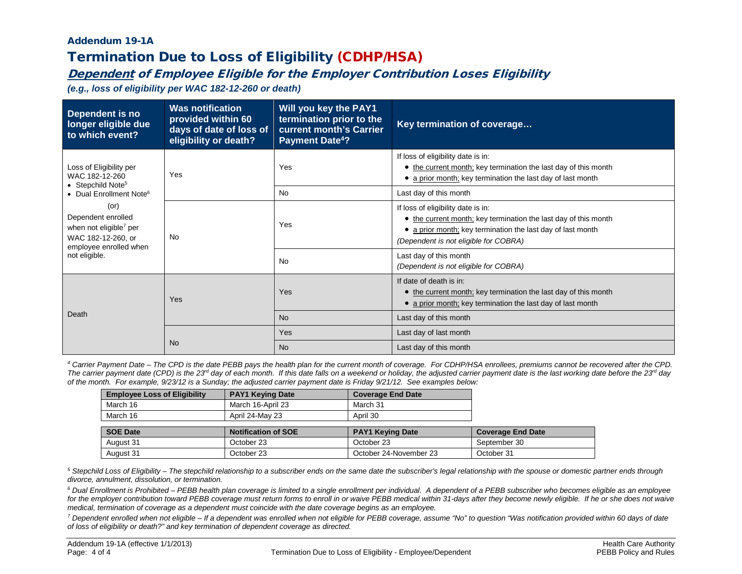**Addendum 19-1A**

# Termination Due to Loss of Eligibility (CDHP/HSA)

## *Dependent of Employee Eligible for the Employer Contribution Loses Eligibility*

***(e.g., loss of eligibility per WAC 182-12-260 or death)***

| Dependent is no longer eligible due to which event? | Was notification provided within 60 days of date of loss of eligibility or death? | Will you key the PAY1 termination prior to the current month's Carrier Payment Date[4]? | Key termination of coverage… |
|---|---|---|---|
| Loss of Eligibility per WAC 182-12-260 • Stepchild Note[5] • Dual Enrollment Note[6] (or) Dependent enrolled when not eligible[7] per WAC 182-12-260, or employee enrolled when not eligible. | Yes | Yes | If loss of eligibility date is in: • the current month; key termination the last day of this month • a prior month; key termination the last day of last month |
| | | No | Last day of this month |
| | No | Yes | If loss of eligibility date is in: • the current month; key termination the last day of this month • a prior month; key termination the last day of last month *(Dependent is not eligible for COBRA)* |
| | | No | Last day of this month *(Dependent is not eligible for COBRA)* |
| Death | Yes | Yes | If date of death is in: • the current month; key termination the last day of this month • a prior month; key termination the last day of last month |
| | | No | Last day of this month |
| | No | Yes | Last day of last month |
| | | No | Last day of this month |

*[4] Carrier Payment Date – The CPD is the date PEBB pays the health plan for the current month of coverage. For CDHP/HSA enrollees, premiums cannot be recovered after the CPD. The carrier payment date (CPD) is the 23rd day of each month. If this date falls on a weekend or holiday, the adjusted carrier payment date is the last working date before the 23rd day of the month. For example, 9/23/12 is a Sunday; the adjusted carrier payment date is Friday 9/21/12. See examples below:*

| Employee Loss of Eligibility | PAY1 Keying Date | Coverage End Date |
|---|---|---|
| March 16 | March 16-April 23 | March 31 |
| March 16 | April 24-May 23 | April 30 |

| SOE Date | Notification of SOE | PAY1 Keying Date | Coverage End Date |
|---|---|---|---|
| August 31 | October 23 | October 23 | September 30 |
| August 31 | October 23 | October 24-November 23 | October 31 |

*[5] Stepchild Loss of Eligibility – The stepchild relationship to a subscriber ends on the same date the subscriber's legal relationship with the spouse or domestic partner ends through divorce, annulment, dissolution, or termination.*

*[6] Dual Enrollment is Prohibited – PEBB health plan coverage is limited to a single enrollment per individual. A dependent of a PEBB subscriber who becomes eligible as an employee for the employer contribution toward PEBB coverage must return forms to enroll in or waive PEBB medical within 31-days after they become newly eligible. If he or she does not waive medical, termination of coverage as a dependent must coincide with the date coverage begins as an employee.*

*[7] Dependent enrolled when not eligible – If a dependent was enrolled when not eligible for PEBB coverage, assume "No" to question "Was notification provided within 60 days of date of loss of eligibility or death?" and key termination of dependent coverage as directed.*